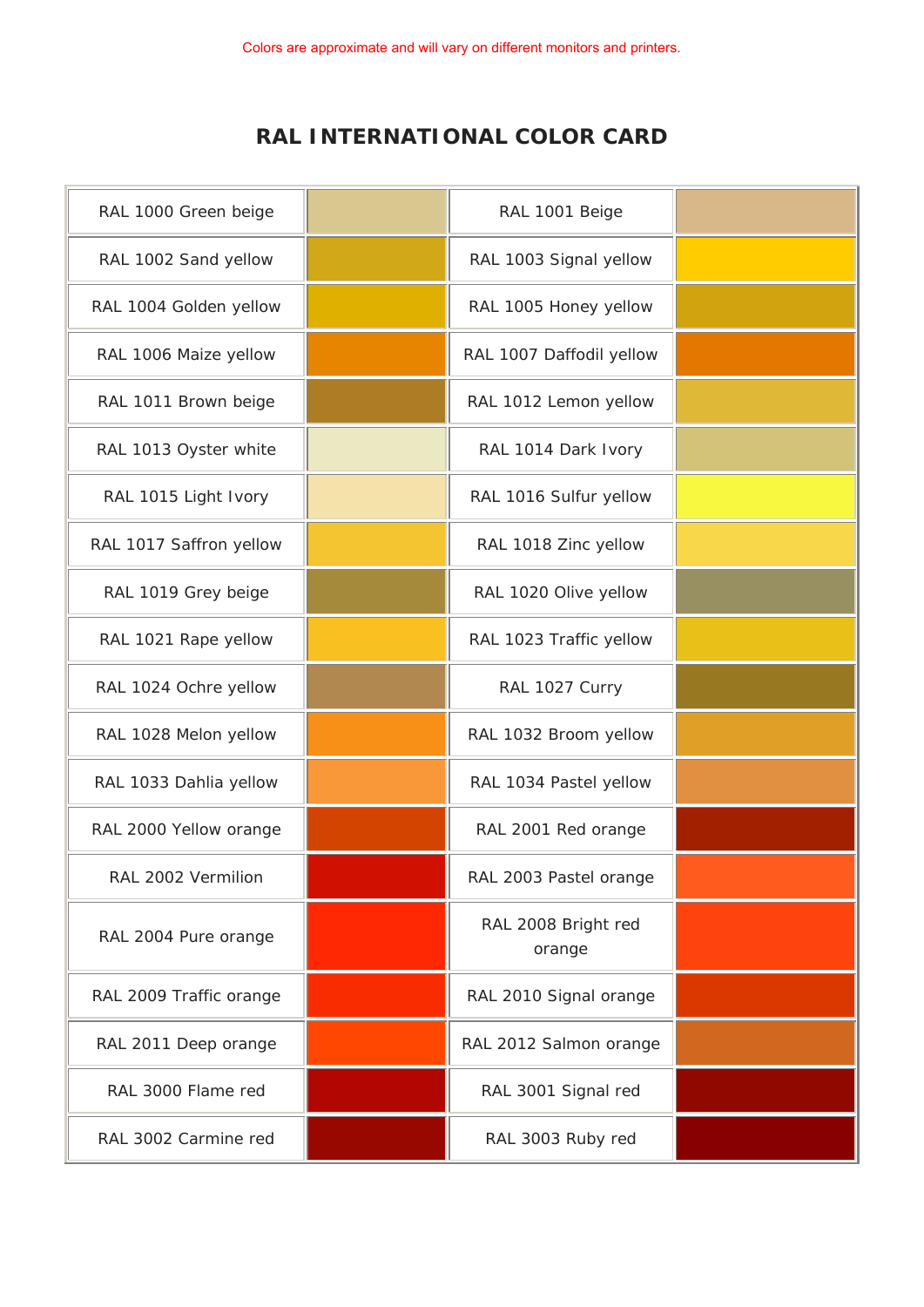Colors are approximate and will vary on different monitors and printers.

# RAL INTERNATIONAL COLOR CARD

| Color | Swatch | Color | Swatch |
|---|---|---|---|
| RAL 1000 Green beige | | RAL 1001 Beige | |
| RAL 1002 Sand yellow | | RAL 1003 Signal yellow | |
| RAL 1004 Golden yellow | | RAL 1005 Honey yellow | |
| RAL 1006 Maize yellow | | RAL 1007 Daffodil yellow | |
| RAL 1011 Brown beige | | RAL 1012 Lemon yellow | |
| RAL 1013 Oyster white | | RAL 1014 Dark Ivory | |
| RAL 1015 Light Ivory | | RAL 1016 Sulfur yellow | |
| RAL 1017 Saffron yellow | | RAL 1018 Zinc yellow | |
| RAL 1019 Grey beige | | RAL 1020 Olive yellow | |
| RAL 1021 Rape yellow | | RAL 1023 Traffic yellow | |
| RAL 1024 Ochre yellow | | RAL 1027 Curry | |
| RAL 1028 Melon yellow | | RAL 1032 Broom yellow | |
| RAL 1033 Dahlia yellow | | RAL 1034 Pastel yellow | |
| RAL 2000 Yellow orange | | RAL 2001 Red orange | |
| RAL 2002 Vermilion | | RAL 2003 Pastel orange | |
| RAL 2004 Pure orange | | RAL 2008 Bright red orange | |
| RAL 2009 Traffic orange | | RAL 2010 Signal orange | |
| RAL 2011 Deep orange | | RAL 2012 Salmon orange | |
| RAL 3000 Flame red | | RAL 3001 Signal red | |
| RAL 3002 Carmine red | | RAL 3003 Ruby red | |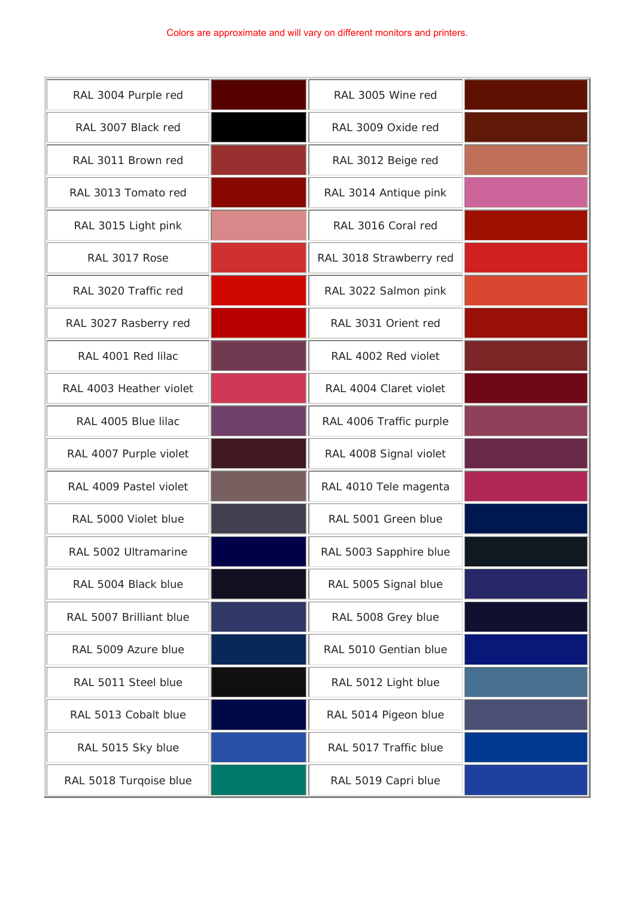Colors are approximate and will vary on different monitors and printers.

| | | | |
|---|---|---|---|
| RAL 3004 Purple red | | RAL 3005 Wine red | |
| RAL 3007 Black red | | RAL 3009 Oxide red | |
| RAL 3011 Brown red | | RAL 3012 Beige red | |
| RAL 3013 Tomato red | | RAL 3014 Antique pink | |
| RAL 3015 Light pink | | RAL 3016 Coral red | |
| RAL 3017 Rose | | RAL 3018 Strawberry red | |
| RAL 3020 Traffic red | | RAL 3022 Salmon pink | |
| RAL 3027 Rasberry red | | RAL 3031 Orient red | |
| RAL 4001 Red lilac | | RAL 4002 Red violet | |
| RAL 4003 Heather violet | | RAL 4004 Claret violet | |
| RAL 4005 Blue lilac | | RAL 4006 Traffic purple | |
| RAL 4007 Purple violet | | RAL 4008 Signal violet | |
| RAL 4009 Pastel violet | | RAL 4010 Tele magenta | |
| RAL 5000 Violet blue | | RAL 5001 Green blue | |
| RAL 5002 Ultramarine | | RAL 5003 Sapphire blue | |
| RAL 5004 Black blue | | RAL 5005 Signal blue | |
| RAL 5007 Brilliant blue | | RAL 5008 Grey blue | |
| RAL 5009 Azure blue | | RAL 5010 Gentian blue | |
| RAL 5011 Steel blue | | RAL 5012 Light blue | |
| RAL 5013 Cobalt blue | | RAL 5014 Pigeon blue | |
| RAL 5015 Sky blue | | RAL 5017 Traffic blue | |
| RAL 5018 Turqoise blue | | RAL 5019 Capri blue | |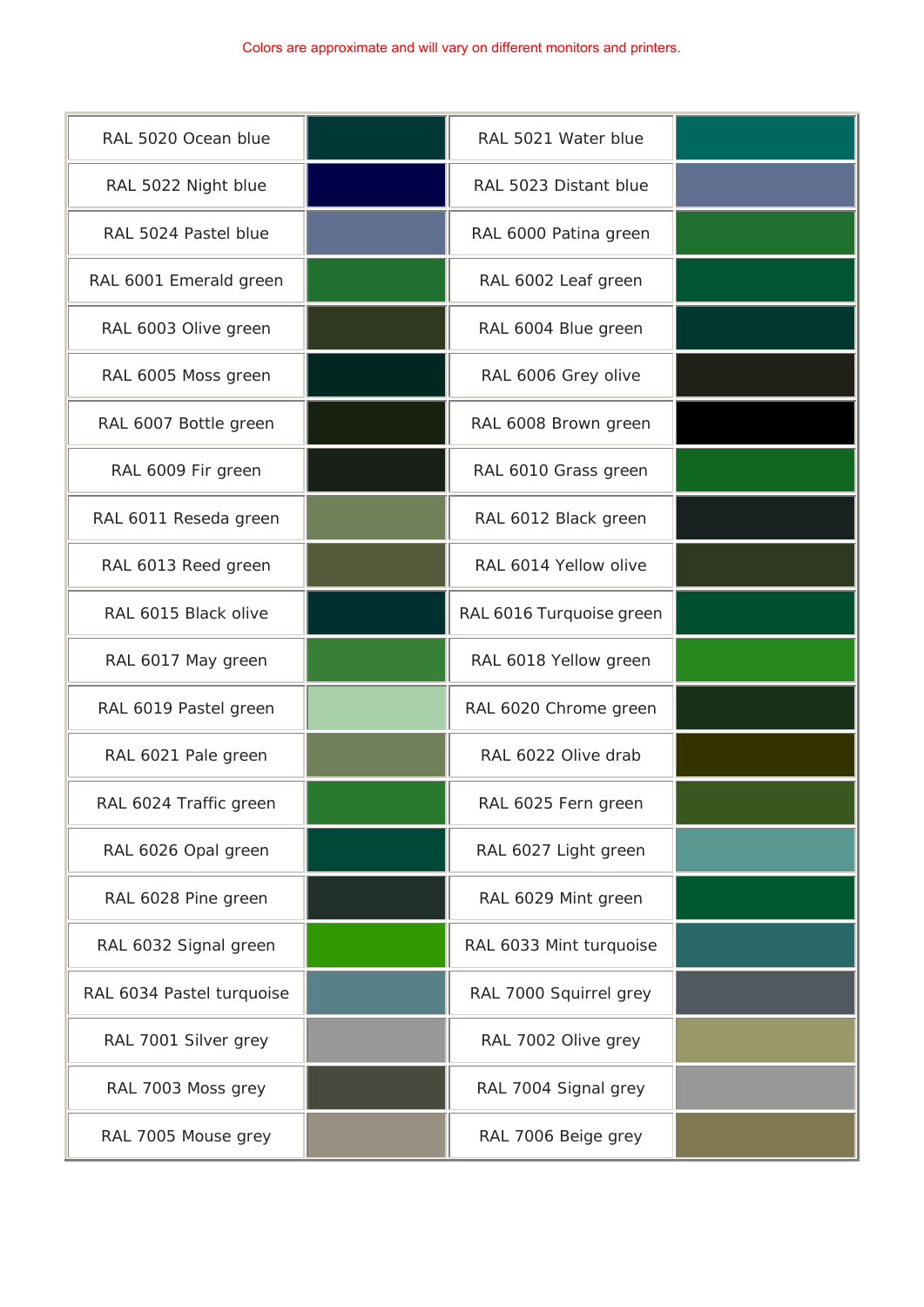Colors are approximate and will vary on different monitors and printers.

| | | | |
|---|---|---|---|
| RAL 5020 Ocean blue | | RAL 5021 Water blue | |
| RAL 5022 Night blue | | RAL 5023 Distant blue | |
| RAL 5024 Pastel blue | | RAL 6000 Patina green | |
| RAL 6001 Emerald green | | RAL 6002 Leaf green | |
| RAL 6003 Olive green | | RAL 6004 Blue green | |
| RAL 6005 Moss green | | RAL 6006 Grey olive | |
| RAL 6007 Bottle green | | RAL 6008 Brown green | |
| RAL 6009 Fir green | | RAL 6010 Grass green | |
| RAL 6011 Reseda green | | RAL 6012 Black green | |
| RAL 6013 Reed green | | RAL 6014 Yellow olive | |
| RAL 6015 Black olive | | RAL 6016 Turquoise green | |
| RAL 6017 May green | | RAL 6018 Yellow green | |
| RAL 6019 Pastel green | | RAL 6020 Chrome green | |
| RAL 6021 Pale green | | RAL 6022 Olive drab | |
| RAL 6024 Traffic green | | RAL 6025 Fern green | |
| RAL 6026 Opal green | | RAL 6027 Light green | |
| RAL 6028 Pine green | | RAL 6029 Mint green | |
| RAL 6032 Signal green | | RAL 6033 Mint turquoise | |
| RAL 6034 Pastel turquoise | | RAL 7000 Squirrel grey | |
| RAL 7001 Silver grey | | RAL 7002 Olive grey | |
| RAL 7003 Moss grey | | RAL 7004 Signal grey | |
| RAL 7005 Mouse grey | | RAL 7006 Beige grey | |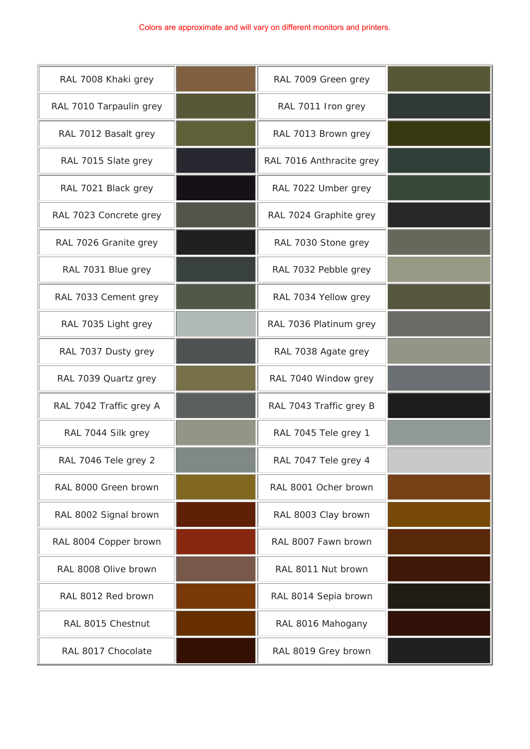Colors are approximate and will vary on different monitors and printers.

| | | | |
|---|---|---|---|
| RAL 7008 Khaki grey | | RAL 7009 Green grey | |
| RAL 7010 Tarpaulin grey | | RAL 7011 Iron grey | |
| RAL 7012 Basalt grey | | RAL 7013 Brown grey | |
| RAL 7015 Slate grey | | RAL 7016 Anthracite grey | |
| RAL 7021 Black grey | | RAL 7022 Umber grey | |
| RAL 7023 Concrete grey | | RAL 7024 Graphite grey | |
| RAL 7026 Granite grey | | RAL 7030 Stone grey | |
| RAL 7031 Blue grey | | RAL 7032 Pebble grey | |
| RAL 7033 Cement grey | | RAL 7034 Yellow grey | |
| RAL 7035 Light grey | | RAL 7036 Platinum grey | |
| RAL 7037 Dusty grey | | RAL 7038 Agate grey | |
| RAL 7039 Quartz grey | | RAL 7040 Window grey | |
| RAL 7042 Traffic grey A | | RAL 7043 Traffic grey B | |
| RAL 7044 Silk grey | | RAL 7045 Tele grey 1 | |
| RAL 7046 Tele grey 2 | | RAL 7047 Tele grey 4 | |
| RAL 8000 Green brown | | RAL 8001 Ocher brown | |
| RAL 8002 Signal brown | | RAL 8003 Clay brown | |
| RAL 8004 Copper brown | | RAL 8007 Fawn brown | |
| RAL 8008 Olive brown | | RAL 8011 Nut brown | |
| RAL 8012 Red brown | | RAL 8014 Sepia brown | |
| RAL 8015 Chestnut | | RAL 8016 Mahogany | |
| RAL 8017 Chocolate | | RAL 8019 Grey brown | |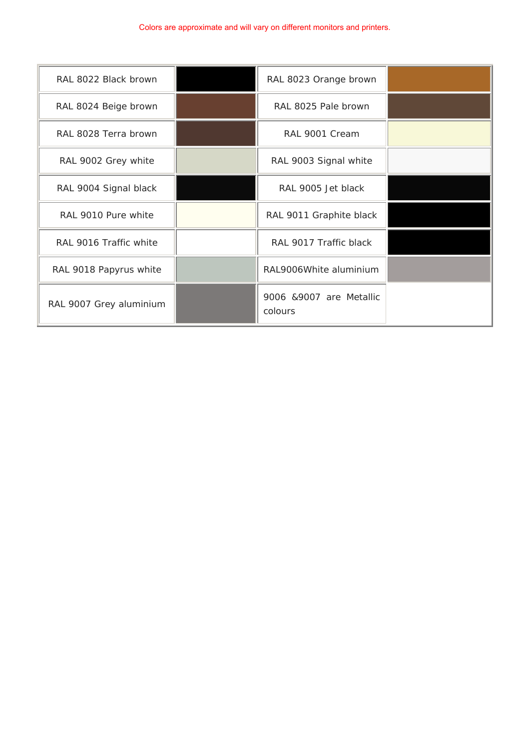Colors are approximate and will vary on different monitors and printers.

| | | | |
|---|---|---|---|
| RAL 8022 Black brown | | RAL 8023 Orange brown | |
| RAL 8024 Beige brown | | RAL 8025 Pale brown | |
| RAL 8028 Terra brown | | RAL 9001 Cream | |
| RAL 9002 Grey white | | RAL 9003 Signal white | |
| RAL 9004 Signal black | | RAL 9005 Jet black | |
| RAL 9010 Pure white | | RAL 9011 Graphite black | |
| RAL 9016 Traffic white | | RAL 9017 Traffic black | |
| RAL 9018 Papyrus white | | RAL9006White aluminium | |
| RAL 9007 Grey aluminium | | 9006 &9007 are Metallic colours | |